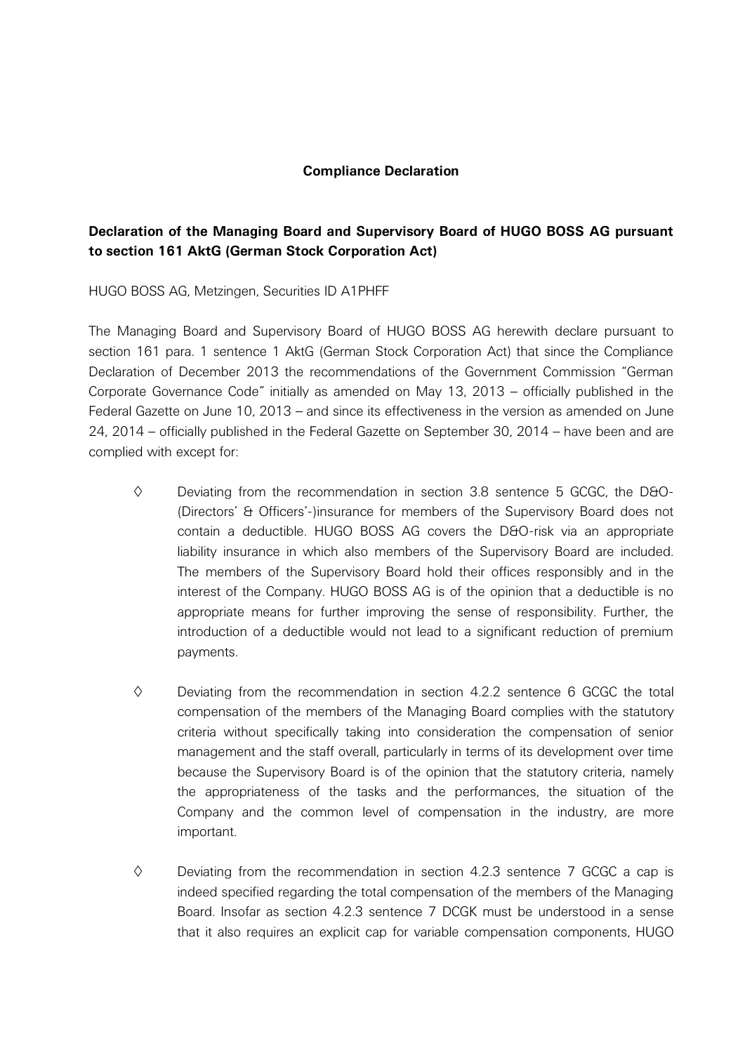**Compliance Declaration**

**Declaration of the Managing Board and Supervisory Board of HUGO BOSS AG pursuant to section 161 AktG (German Stock Corporation Act)**

HUGO BOSS AG, Metzingen, Securities ID A1PHFF

The Managing Board and Supervisory Board of HUGO BOSS AG herewith declare pursuant to section 161 para. 1 sentence 1 AktG (German Stock Corporation Act) that since the Compliance Declaration of December 2013 the recommendations of the Government Commission "German Corporate Governance Code" initially as amended on May 13, 2013 – officially published in the Federal Gazette on June 10, 2013 – and since its effectiveness in the version as amended on June 24, 2014 – officially published in the Federal Gazette on September 30, 2014 – have been and are complied with except for:

◊ Deviating from the recommendation in section 3.8 sentence 5 GCGC, the D&O-(Directors' & Officers'-)insurance for members of the Supervisory Board does not contain a deductible. HUGO BOSS AG covers the D&O-risk via an appropriate liability insurance in which also members of the Supervisory Board are included. The members of the Supervisory Board hold their offices responsibly and in the interest of the Company. HUGO BOSS AG is of the opinion that a deductible is no appropriate means for further improving the sense of responsibility. Further, the introduction of a deductible would not lead to a significant reduction of premium payments.

◊ Deviating from the recommendation in section 4.2.2 sentence 6 GCGC the total compensation of the members of the Managing Board complies with the statutory criteria without specifically taking into consideration the compensation of senior management and the staff overall, particularly in terms of its development over time because the Supervisory Board is of the opinion that the statutory criteria, namely the appropriateness of the tasks and the performances, the situation of the Company and the common level of compensation in the industry, are more important.

◊ Deviating from the recommendation in section 4.2.3 sentence 7 GCGC a cap is indeed specified regarding the total compensation of the members of the Managing Board. Insofar as section 4.2.3 sentence 7 DCGK must be understood in a sense that it also requires an explicit cap for variable compensation components, HUGO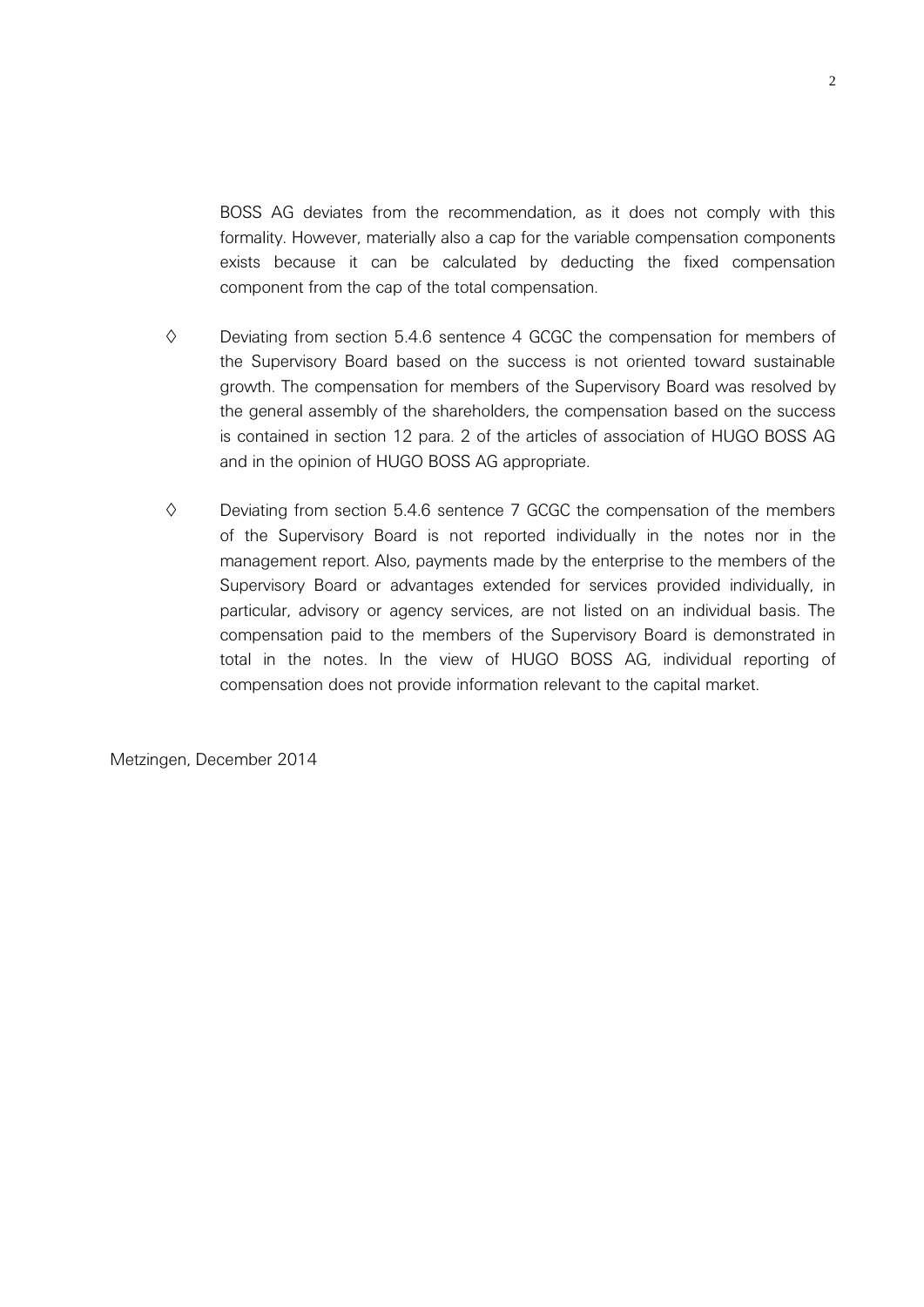BOSS AG deviates from the recommendation, as it does not comply with this formality. However, materially also a cap for the variable compensation components exists because it can be calculated by deducting the fixed compensation component from the cap of the total compensation.

- ◊ Deviating from section 5.4.6 sentence 4 GCGC the compensation for members of the Supervisory Board based on the success is not oriented toward sustainable growth. The compensation for members of the Supervisory Board was resolved by the general assembly of the shareholders, the compensation based on the success is contained in section 12 para. 2 of the articles of association of HUGO BOSS AG and in the opinion of HUGO BOSS AG appropriate.

- ◊ Deviating from section 5.4.6 sentence 7 GCGC the compensation of the members of the Supervisory Board is not reported individually in the notes nor in the management report. Also, payments made by the enterprise to the members of the Supervisory Board or advantages extended for services provided individually, in particular, advisory or agency services, are not listed on an individual basis. The compensation paid to the members of the Supervisory Board is demonstrated in total in the notes. In the view of HUGO BOSS AG, individual reporting of compensation does not provide information relevant to the capital market.

Metzingen, December 2014